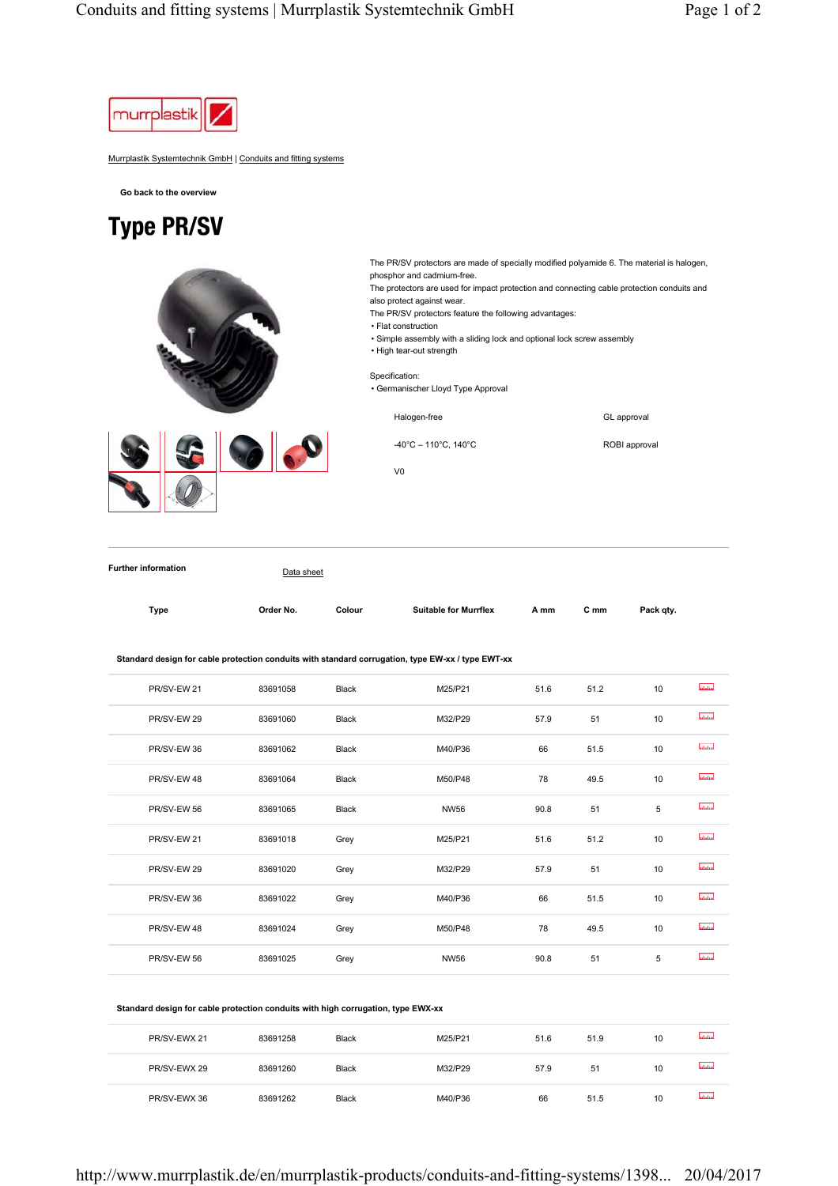Murrplastik Systemtechnik GmbH | Conduits and fitting systems

Go back to the overview

# Type PR/SV

The PR/SV protectors are made of specially modified polyamide 6. The material is halogen, phosphor and cadmium-free.
The protectors are used for impact protection and connecting cable protection conduits and also protect against wear.
The PR/SV protectors feature the following advantages:

- Flat construction
- Simple assembly with a sliding lock and optional lock screw assembly
- High tear-out strength

Specification:

- Germanischer Lloyd Type Approval

| | |
|---|---|
| Halogen-free | GL approval |
| -40°C – 110°C, 140°C | ROBI approval |
| V0 | |

**Further information** Data sheet

| Type | Order No. | Colour | Suitable for Murrflex | A mm | C mm | Pack qty. |
|---|---|---|---|---|---|---|
| **Standard design for cable protection conduits with standard corrugation, type EW-xx / type EWT-xx** | | | | | | |
| PR/SV-EW 21 | 83691058 | Black | M25/P21 | 51.6 | 51.2 | 10 |
| PR/SV-EW 29 | 83691060 | Black | M32/P29 | 57.9 | 51 | 10 |
| PR/SV-EW 36 | 83691062 | Black | M40/P36 | 66 | 51.5 | 10 |
| PR/SV-EW 48 | 83691064 | Black | M50/P48 | 78 | 49.5 | 10 |
| PR/SV-EW 56 | 83691065 | Black | NW56 | 90.8 | 51 | 5 |
| PR/SV-EW 21 | 83691018 | Grey | M25/P21 | 51.6 | 51.2 | 10 |
| PR/SV-EW 29 | 83691020 | Grey | M32/P29 | 57.9 | 51 | 10 |
| PR/SV-EW 36 | 83691022 | Grey | M40/P36 | 66 | 51.5 | 10 |
| PR/SV-EW 48 | 83691024 | Grey | M50/P48 | 78 | 49.5 | 10 |
| PR/SV-EW 56 | 83691025 | Grey | NW56 | 90.8 | 51 | 5 |
| **Standard design for cable protection conduits with high corrugation, type EWX-xx** | | | | | | |
| PR/SV-EWX 21 | 83691258 | Black | M25/P21 | 51.6 | 51.9 | 10 |
| PR/SV-EWX 29 | 83691260 | Black | M32/P29 | 57.9 | 51 | 10 |
| PR/SV-EWX 36 | 83691262 | Black | M40/P36 | 66 | 51.5 | 10 |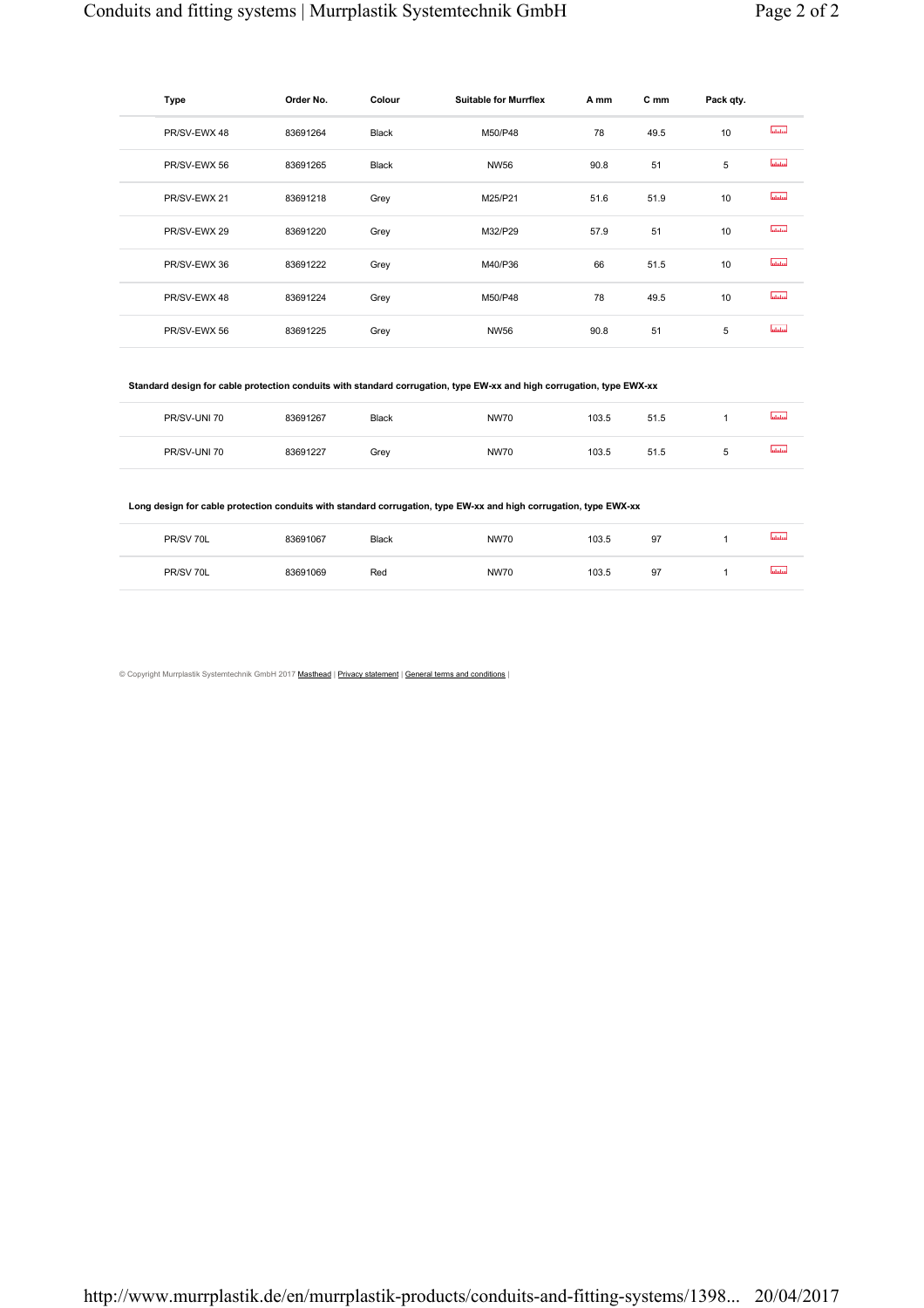| Type | Order No. | Colour | Suitable for Murrflex | A mm | C mm | Pack qty. |
|---|---|---|---|---|---|---|
| PR/SV-EWX 48 | 83691264 | Black | M50/P48 | 78 | 49.5 | 10 |
| PR/SV-EWX 56 | 83691265 | Black | NW56 | 90.8 | 51 | 5 |
| PR/SV-EWX 21 | 83691218 | Grey | M25/P21 | 51.6 | 51.9 | 10 |
| PR/SV-EWX 29 | 83691220 | Grey | M32/P29 | 57.9 | 51 | 10 |
| PR/SV-EWX 36 | 83691222 | Grey | M40/P36 | 66 | 51.5 | 10 |
| PR/SV-EWX 48 | 83691224 | Grey | M50/P48 | 78 | 49.5 | 10 |
| PR/SV-EWX 56 | 83691225 | Grey | NW56 | 90.8 | 51 | 5 |

**Standard design for cable protection conduits with standard corrugation, type EW-xx and high corrugation, type EWX-xx**

| Type | Order No. | Colour | Suitable for Murrflex | A mm | C mm | Pack qty. |
|---|---|---|---|---|---|---|
| PR/SV-UNI 70 | 83691267 | Black | NW70 | 103.5 | 51.5 | 1 |
| PR/SV-UNI 70 | 83691227 | Grey | NW70 | 103.5 | 51.5 | 5 |

**Long design for cable protection conduits with standard corrugation, type EW-xx and high corrugation, type EWX-xx**

| Type | Order No. | Colour | Suitable for Murrflex | A mm | C mm | Pack qty. |
|---|---|---|---|---|---|---|
| PR/SV 70L | 83691067 | Black | NW70 | 103.5 | 97 | 1 |
| PR/SV 70L | 83691069 | Red | NW70 | 103.5 | 97 | 1 |

© Copyright Murrplastik Systemtechnik GmbH 2017 Masthead | Privacy statement | General terms and conditions |